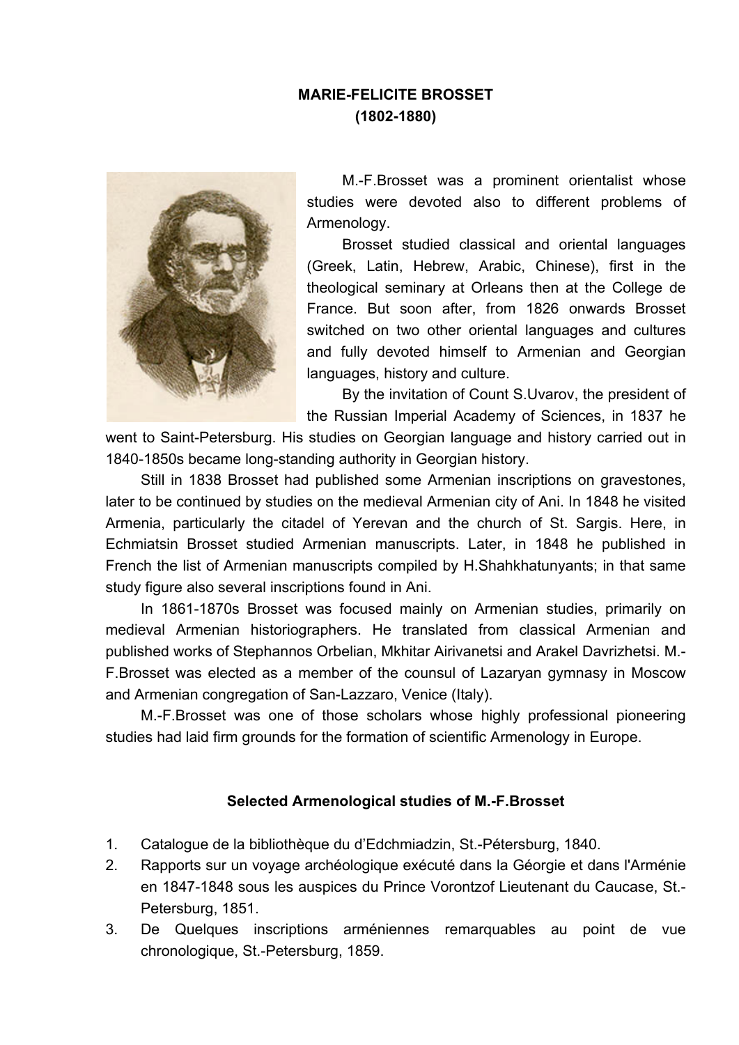**MARIE-FELICITE BROSSET**
**(1802-1880)**

M.-F.Brosset was a prominent orientalist whose studies were devoted also to different problems of Armenology.

Brosset studied classical and oriental languages (Greek, Latin, Hebrew, Arabic, Chinese), first in the theological seminary at Orleans then at the College de France. But soon after, from 1826 onwards Brosset switched on two other oriental languages and cultures and fully devoted himself to Armenian and Georgian languages, history and culture.

By the invitation of Count S.Uvarov, the president of the Russian Imperial Academy of Sciences, in 1837 he went to Saint-Petersburg. His studies on Georgian language and history carried out in 1840-1850s became long-standing authority in Georgian history.

Still in 1838 Brosset had published some Armenian inscriptions on gravestones, later to be continued by studies on the medieval Armenian city of Ani. In 1848 he visited Armenia, particularly the citadel of Yerevan and the church of St. Sargis. Here, in Echmiatsin Brosset studied Armenian manuscripts. Later, in 1848 he published in French the list of Armenian manuscripts compiled by H.Shahkhatunyants; in that same study figure also several inscriptions found in Ani.

In 1861-1870s Brosset was focused mainly on Armenian studies, primarily on medieval Armenian historiographers. He translated from classical Armenian and published works of Stephannos Orbelian, Mkhitar Airivanetsi and Arakel Davrizhetsi. M.-F.Brosset was elected as a member of the counsul of Lazaryan gymnasy in Moscow and Armenian congregation of San-Lazzaro, Venice (Italy).

M.-F.Brosset was one of those scholars whose highly professional pioneering studies had laid firm grounds for the formation of scientific Armenology in Europe.

**Selected Armenological studies of M.-F.Brosset**

1. Catalogue de la bibliothèque du d'Edchmiadzin, St.-Pétersburg, 1840.
2. Rapports sur un voyage archéologique exécuté dans la Géorgie et dans l'Arménie en 1847-1848 sous les auspices du Prince Vorontzof Lieutenant du Caucase, St.-Petersburg, 1851.
3. De Quelques inscriptions arméniennes remarquables au point de vue chronologique, St.-Petersburg, 1859.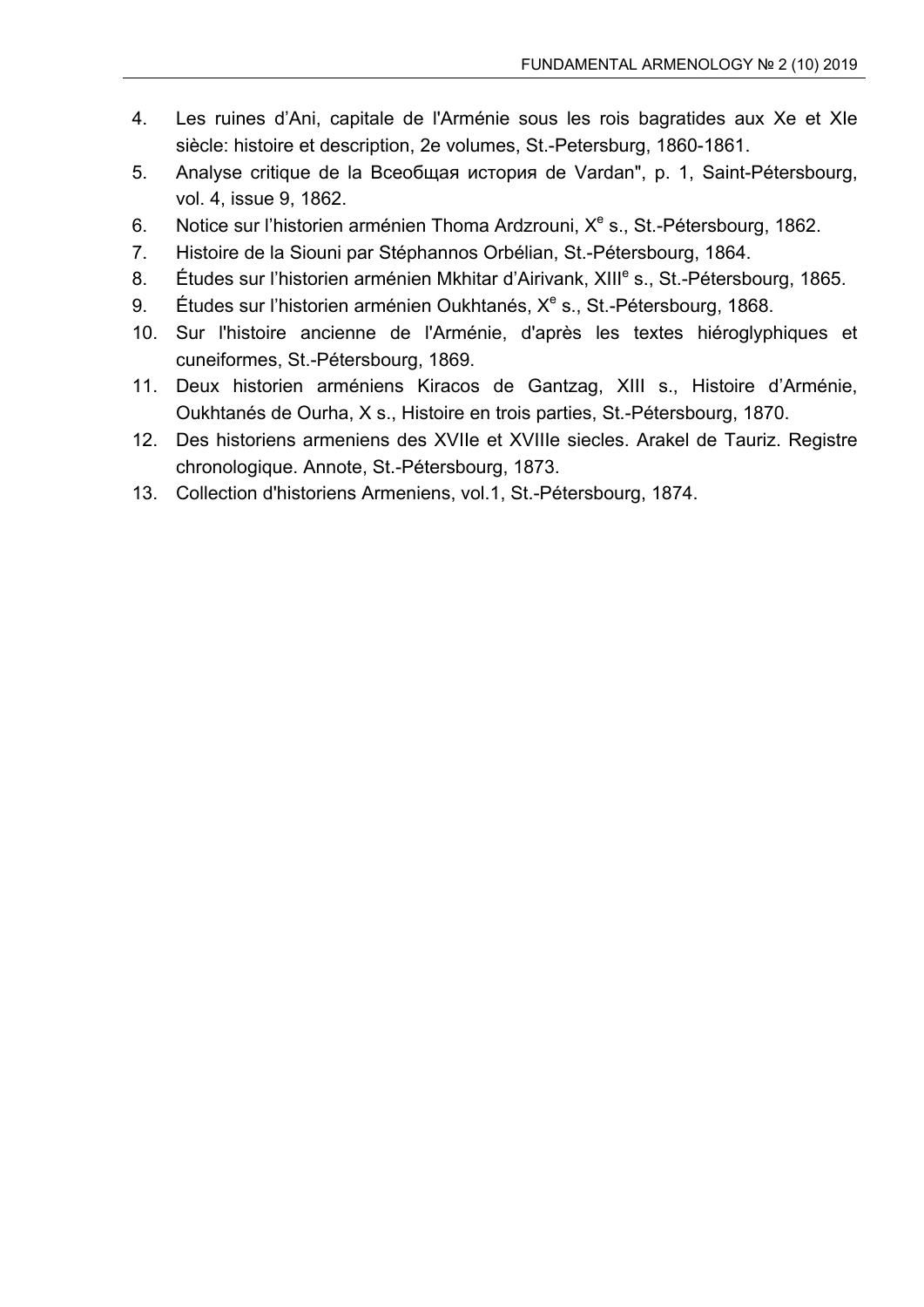4. Les ruines d’Ani, capitale de l'Arménie sous les rois bagratides aux Xe et XIe siècle: histoire et description, 2e volumes, St.-Petersburg, 1860-1861.
5. Analyse critique de la Всеобщая история de Vardan", p. 1, Saint-Pétersbourg, vol. 4, issue 9, 1862.
6. Notice sur l’historien arménien Thoma Ardzrouni, X$^{e}$ s., St.-Pétersbourg, 1862.
7. Histoire de la Siouni par Stéphannos Orbélian, St.-Pétersbourg, 1864.
8. Études sur l’historien arménien Mkhitar d’Airivank, XIII$^{e}$ s., St.-Pétersbourg, 1865.
9. Études sur l’historien arménien Oukhtanés, X$^{e}$ s., St.-Pétersbourg, 1868.
10. Sur l'histoire ancienne de l'Arménie, d'après les textes hiéroglyphiques et cuneiformes, St.-Pétersbourg, 1869.
11. Deux historien arméniens Kiracos de Gantzag, XIII s., Histoire d’Arménie, Oukhtanés de Ourha, X s., Histoire en trois parties, St.-Pétersbourg, 1870.
12. Des historiens armeniens des XVIIe et XVIIIe siecles. Arakel de Tauriz. Registre chronologique. Annote, St.-Pétersbourg, 1873.
13. Collection d'historiens Armeniens, vol.1, St.-Pétersbourg, 1874.